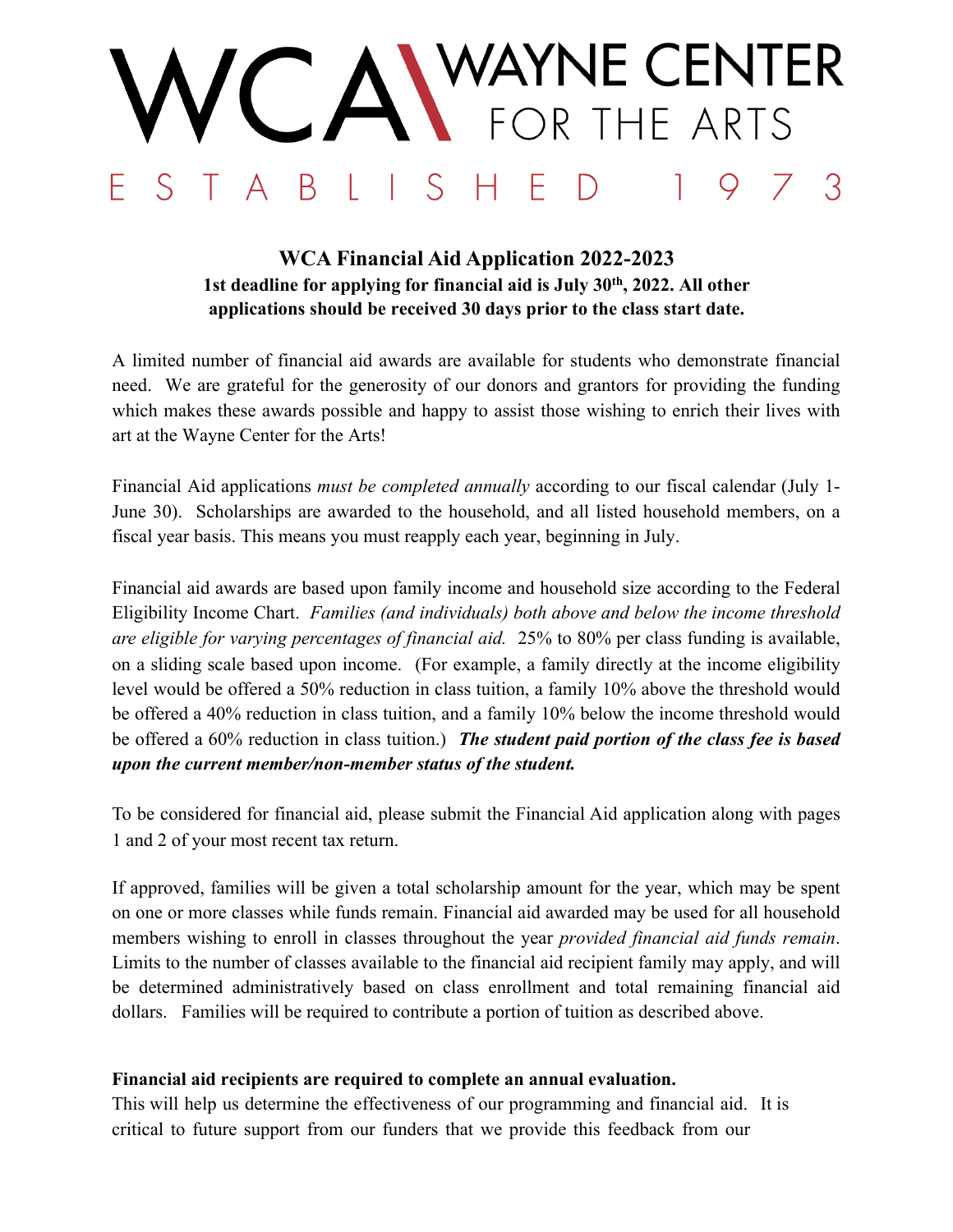# WCA WAYNE CENTER FOR THE ARTS

ESTABLISHED 1973

## WCA Financial Aid Application 2022-2023

**1st deadline for applying for financial aid is July 30th, 2022. All other applications should be received 30 days prior to the class start date.**

A limited number of financial aid awards are available for students who demonstrate financial need. We are grateful for the generosity of our donors and grantors for providing the funding which makes these awards possible and happy to assist those wishing to enrich their lives with art at the Wayne Center for the Arts!

Financial Aid applications *must be completed annually* according to our fiscal calendar (July 1-June 30). Scholarships are awarded to the household, and all listed household members, on a fiscal year basis. This means you must reapply each year, beginning in July.

Financial aid awards are based upon family income and household size according to the Federal Eligibility Income Chart. *Families (and individuals) both above and below the income threshold are eligible for varying percentages of financial aid.* 25% to 80% per class funding is available, on a sliding scale based upon income. (For example, a family directly at the income eligibility level would be offered a 50% reduction in class tuition, a family 10% above the threshold would be offered a 40% reduction in class tuition, and a family 10% below the income threshold would be offered a 60% reduction in class tuition.) ***The student paid portion of the class fee is based upon the current member/non-member status of the student.***

To be considered for financial aid, please submit the Financial Aid application along with pages 1 and 2 of your most recent tax return.

If approved, families will be given a total scholarship amount for the year, which may be spent on one or more classes while funds remain. Financial aid awarded may be used for all household members wishing to enroll in classes throughout the year *provided financial aid funds remain*. Limits to the number of classes available to the financial aid recipient family may apply, and will be determined administratively based on class enrollment and total remaining financial aid dollars. Families will be required to contribute a portion of tuition as described above.

**Financial aid recipients are required to complete an annual evaluation.**
This will help us determine the effectiveness of our programming and financial aid. It is critical to future support from our funders that we provide this feedback from our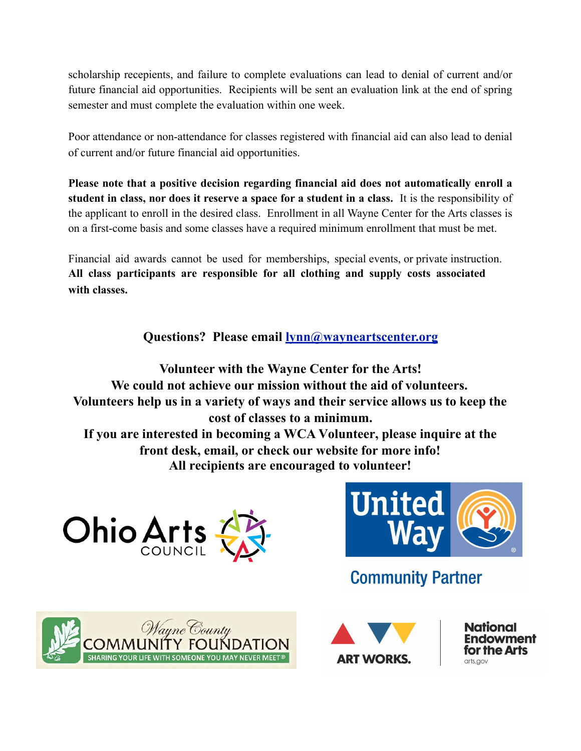scholarship recipients, and failure to complete evaluations can lead to denial of current and/or future financial aid opportunities. Recipients will be sent an evaluation link at the end of spring semester and must complete the evaluation within one week.

Poor attendance or non-attendance for classes registered with financial aid can also lead to denial of current and/or future financial aid opportunities.

**Please note that a positive decision regarding financial aid does not automatically enroll a student in class, nor does it reserve a space for a student in a class.** It is the responsibility of the applicant to enroll in the desired class. Enrollment in all Wayne Center for the Arts classes is on a first-come basis and some classes have a required minimum enrollment that must be met.

Financial aid awards cannot be used for memberships, special events, or private instruction. **All class participants are responsible for all clothing and supply costs associated with classes.**

**Questions? Please email [lynn@wayneartscenter.org](mailto:lynn@wayneartscenter.org)**

**Volunteer with the Wayne Center for the Arts!**
**We could not achieve our mission without the aid of volunteers.**
**Volunteers help us in a variety of ways and their service allows us to keep the cost of classes to a minimum.**
**If you are interested in becoming a WCA Volunteer, please inquire at the front desk, email, or check our website for more info!**
**All recipients are encouraged to volunteer!**

Ohio Arts Council

United Way Community Partner

Wayne County Community Foundation — Sharing your life with someone you may never meet®

ART WORKS. National Endowment for the Arts arts.gov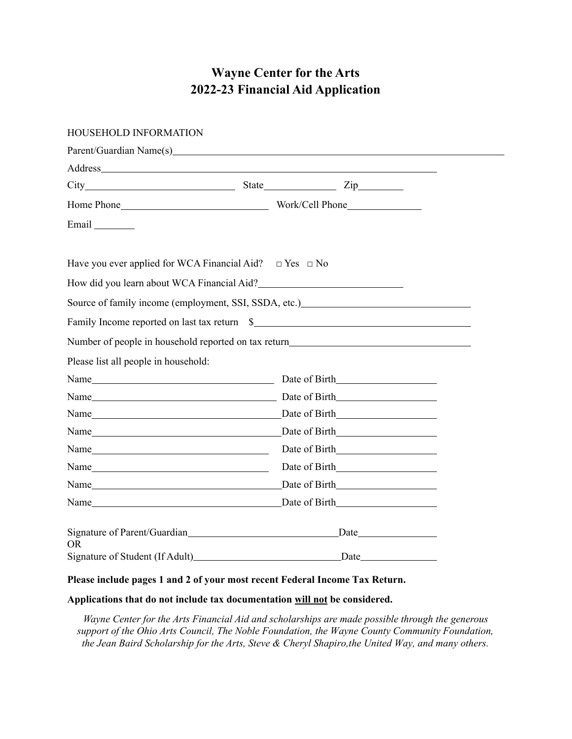# Wayne Center for the Arts
# 2022-23 Financial Aid Application

HOUSEHOLD INFORMATION

Parent/Guardian Name(s)\_\_\_\_\_\_\_\_\_\_\_\_\_\_\_\_\_\_\_\_\_\_\_\_\_\_\_\_\_\_\_\_\_\_\_\_\_\_\_\_

Address\_\_\_\_\_\_\_\_\_\_\_\_\_\_\_\_\_\_\_\_\_\_\_\_\_\_\_\_\_\_\_\_\_\_\_\_\_\_\_\_

City\_\_\_\_\_\_\_\_\_\_\_\_\_\_\_\_\_\_\_\_ State\_\_\_\_\_\_\_\_\_\_ Zip\_\_\_\_\_\_\_\_

Home Phone\_\_\_\_\_\_\_\_\_\_\_\_\_\_\_\_\_\_\_\_ Work/Cell Phone\_\_\_\_\_\_\_\_\_\_

Email \_\_\_\_\_\_\_\_

Have you ever applied for WCA Financial Aid? □ Yes □ No

How did you learn about WCA Financial Aid?\_\_\_\_\_\_\_\_\_\_\_\_\_\_\_\_\_\_\_\_

Source of family income (employment, SSI, SSDA, etc.)\_\_\_\_\_\_\_\_\_\_\_\_\_\_\_\_\_\_\_\_

Family Income reported on last tax return $\_\_\_\_\_\_\_\_\_\_\_\_\_\_\_\_\_\_\_\_

Number of people in household reported on tax return\_\_\_\_\_\_\_\_\_\_\_\_\_\_\_\_\_\_\_\_

Please list all people in household:

Name\_\_\_\_\_\_\_\_\_\_\_\_\_\_\_\_\_\_\_\_ Date of Birth\_\_\_\_\_\_\_\_\_\_

Name\_\_\_\_\_\_\_\_\_\_\_\_\_\_\_\_\_\_\_\_ Date of Birth\_\_\_\_\_\_\_\_\_\_

Name\_\_\_\_\_\_\_\_\_\_\_\_\_\_\_\_\_\_\_\_ Date of Birth\_\_\_\_\_\_\_\_\_\_

Name\_\_\_\_\_\_\_\_\_\_\_\_\_\_\_\_\_\_\_\_ Date of Birth\_\_\_\_\_\_\_\_\_\_

Name\_\_\_\_\_\_\_\_\_\_\_\_\_\_\_\_\_\_\_\_ Date of Birth\_\_\_\_\_\_\_\_\_\_

Name\_\_\_\_\_\_\_\_\_\_\_\_\_\_\_\_\_\_\_\_ Date of Birth\_\_\_\_\_\_\_\_\_\_

Name\_\_\_\_\_\_\_\_\_\_\_\_\_\_\_\_\_\_\_\_ Date of Birth\_\_\_\_\_\_\_\_\_\_

Name\_\_\_\_\_\_\_\_\_\_\_\_\_\_\_\_\_\_\_\_ Date of Birth\_\_\_\_\_\_\_\_\_\_

Signature of Parent/Guardian\_\_\_\_\_\_\_\_\_\_\_\_\_\_\_\_\_\_\_\_ Date\_\_\_\_\_\_\_\_\_\_
OR
Signature of Student (If Adult)\_\_\_\_\_\_\_\_\_\_\_\_\_\_\_\_\_\_\_\_ Date\_\_\_\_\_\_\_\_\_\_

**Please include pages 1 and 2 of your most recent Federal Income Tax Return.**

**Applications that do not include tax documentation <u>will not</u> be considered.**

*Wayne Center for the Arts Financial Aid and scholarships are made possible through the generous support of the Ohio Arts Council, The Noble Foundation, the Wayne County Community Foundation, the Jean Baird Scholarship for the Arts, Steve & Cheryl Shapiro,the United Way, and many others.*